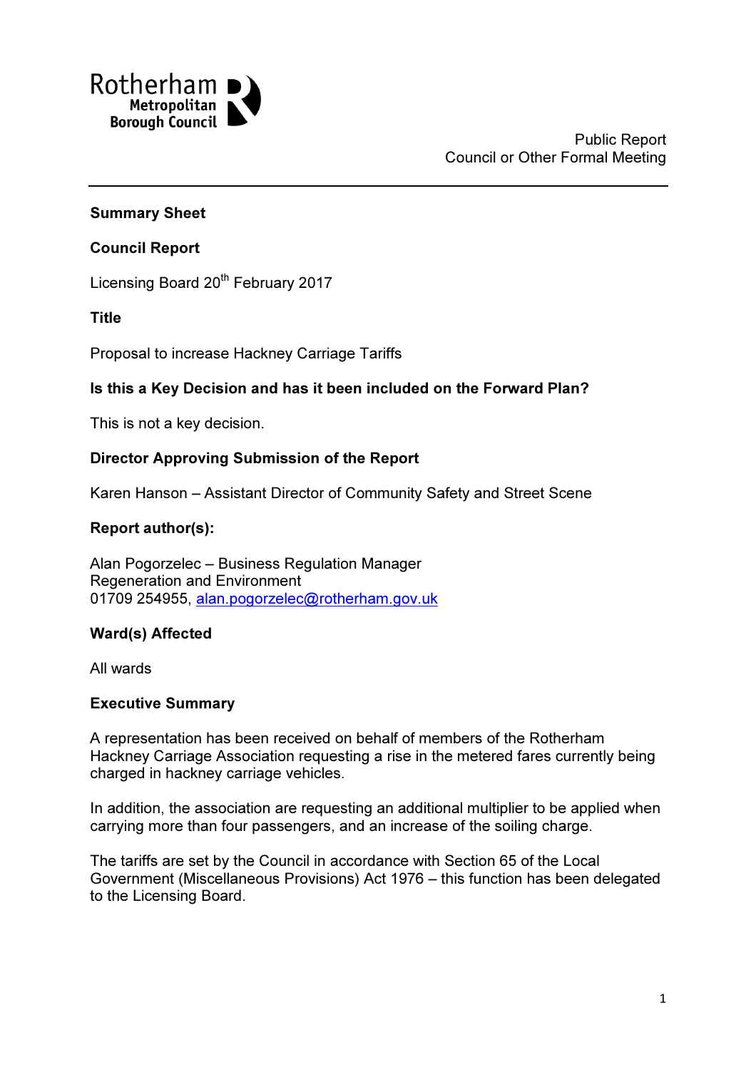Rotherham Metropolitan Borough Council

Public Report
Council or Other Formal Meeting

**Summary Sheet**

**Council Report**

Licensing Board 20th February 2017

**Title**

Proposal to increase Hackney Carriage Tariffs

**Is this a Key Decision and has it been included on the Forward Plan?**

This is not a key decision.

**Director Approving Submission of the Report**

Karen Hanson – Assistant Director of Community Safety and Street Scene

**Report author(s):**

Alan Pogorzelec – Business Regulation Manager
Regeneration and Environment
01709 254955, alan.pogorzelec@rotherham.gov.uk

**Ward(s) Affected**

All wards

**Executive Summary**

A representation has been received on behalf of members of the Rotherham Hackney Carriage Association requesting a rise in the metered fares currently being charged in hackney carriage vehicles.

In addition, the association are requesting an additional multiplier to be applied when carrying more than four passengers, and an increase of the soiling charge.

The tariffs are set by the Council in accordance with Section 65 of the Local Government (Miscellaneous Provisions) Act 1976 – this function has been delegated to the Licensing Board.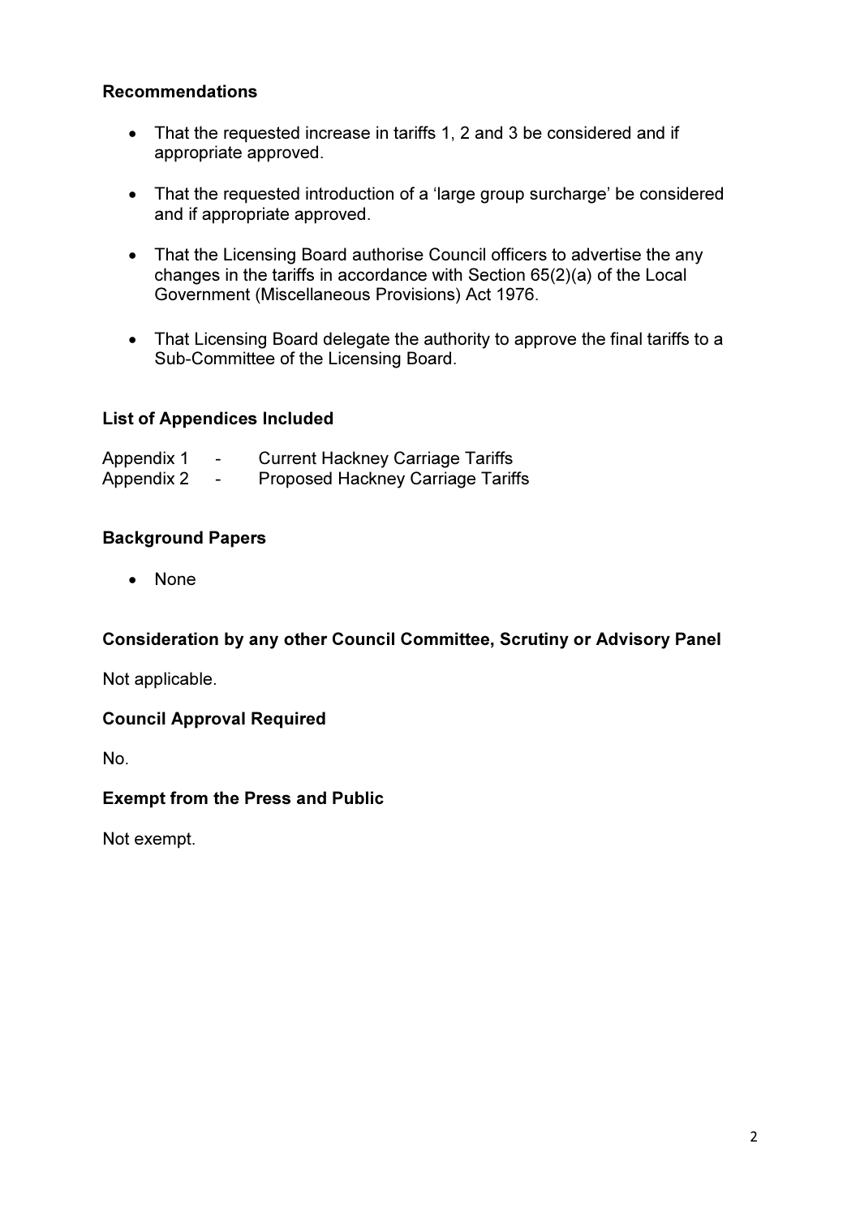**Recommendations**

- That the requested increase in tariffs 1, 2 and 3 be considered and if appropriate approved.
- That the requested introduction of a 'large group surcharge' be considered and if appropriate approved.
- That the Licensing Board authorise Council officers to advertise the any changes in the tariffs in accordance with Section 65(2)(a) of the Local Government (Miscellaneous Provisions) Act 1976.
- That Licensing Board delegate the authority to approve the final tariffs to a Sub-Committee of the Licensing Board.

**List of Appendices Included**

Appendix 1 - Current Hackney Carriage Tariffs
Appendix 2 - Proposed Hackney Carriage Tariffs

**Background Papers**

- None

**Consideration by any other Council Committee, Scrutiny or Advisory Panel**

Not applicable.

**Council Approval Required**

No.

**Exempt from the Press and Public**

Not exempt.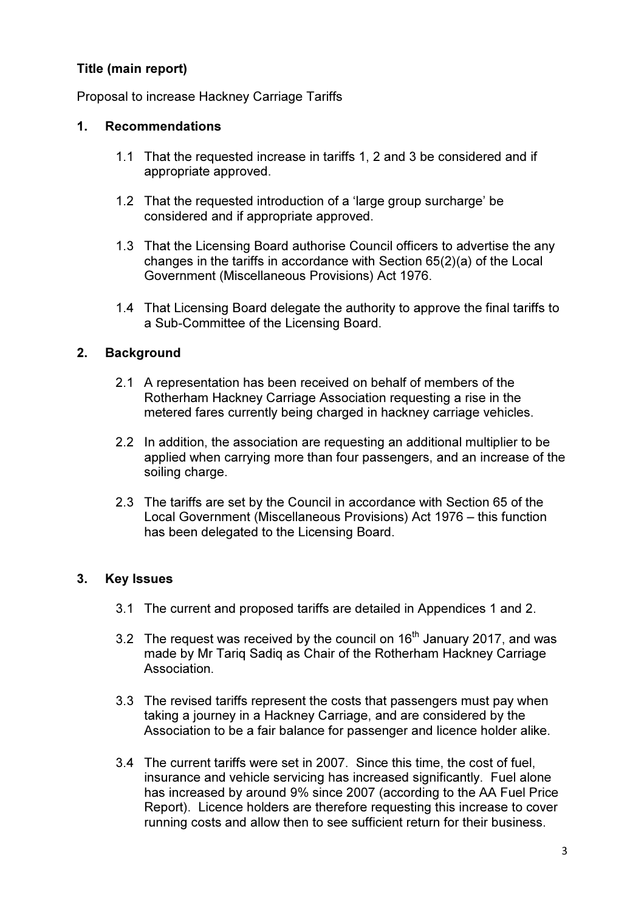**Title (main report)**

Proposal to increase Hackney Carriage Tariffs

## 1. Recommendations

1.1 That the requested increase in tariffs 1, 2 and 3 be considered and if appropriate approved.

1.2 That the requested introduction of a 'large group surcharge' be considered and if appropriate approved.

1.3 That the Licensing Board authorise Council officers to advertise the any changes in the tariffs in accordance with Section 65(2)(a) of the Local Government (Miscellaneous Provisions) Act 1976.

1.4 That Licensing Board delegate the authority to approve the final tariffs to a Sub-Committee of the Licensing Board.

## 2. Background

2.1 A representation has been received on behalf of members of the Rotherham Hackney Carriage Association requesting a rise in the metered fares currently being charged in hackney carriage vehicles.

2.2 In addition, the association are requesting an additional multiplier to be applied when carrying more than four passengers, and an increase of the soiling charge.

2.3 The tariffs are set by the Council in accordance with Section 65 of the Local Government (Miscellaneous Provisions) Act 1976 – this function has been delegated to the Licensing Board.

## 3. Key Issues

3.1 The current and proposed tariffs are detailed in Appendices 1 and 2.

3.2 The request was received by the council on 16th January 2017, and was made by Mr Tariq Sadiq as Chair of the Rotherham Hackney Carriage Association.

3.3 The revised tariffs represent the costs that passengers must pay when taking a journey in a Hackney Carriage, and are considered by the Association to be a fair balance for passenger and licence holder alike.

3.4 The current tariffs were set in 2007. Since this time, the cost of fuel, insurance and vehicle servicing has increased significantly. Fuel alone has increased by around 9% since 2007 (according to the AA Fuel Price Report). Licence holders are therefore requesting this increase to cover running costs and allow then to see sufficient return for their business.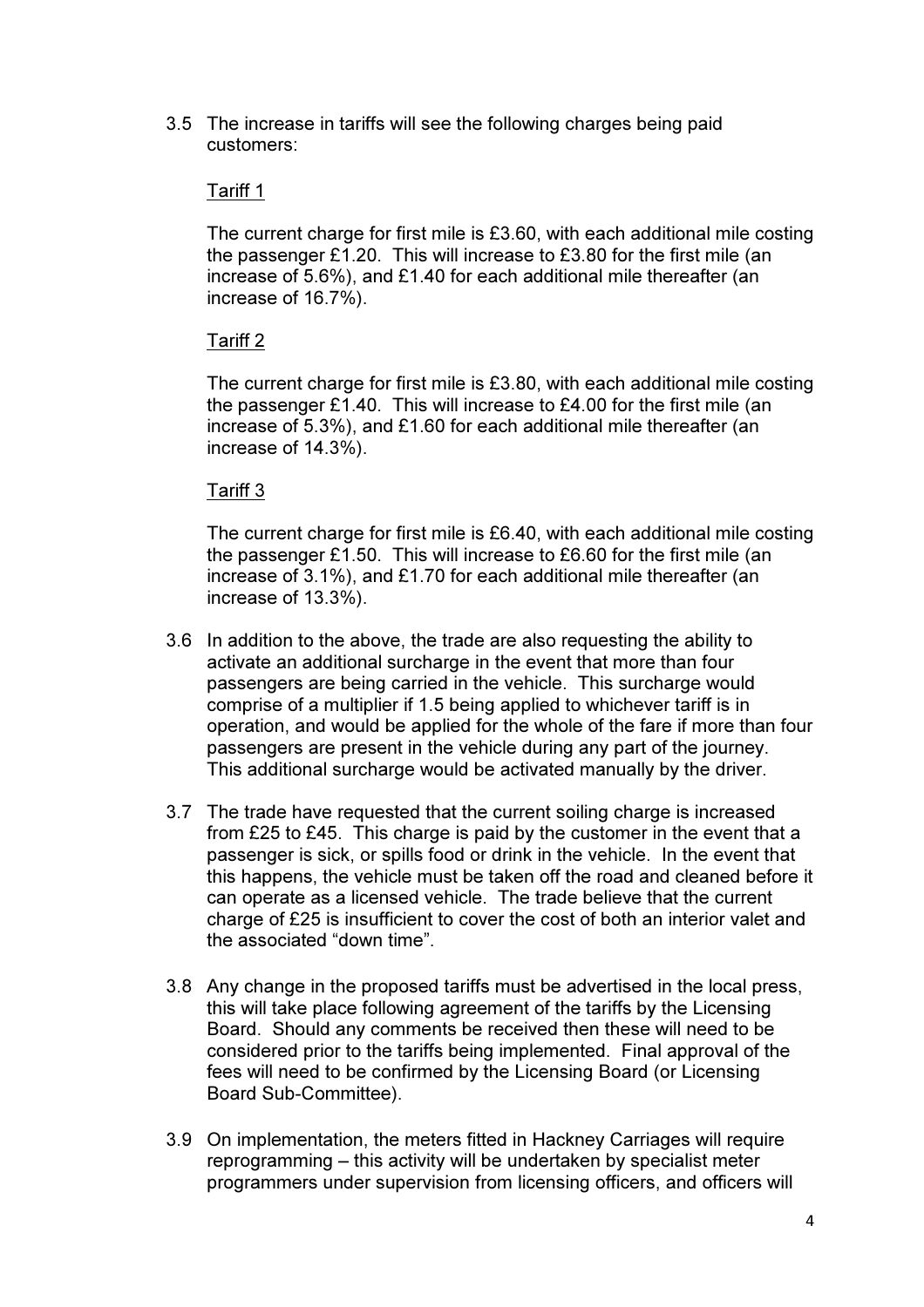3.5 The increase in tariffs will see the following charges being paid customers:

Tariff 1

The current charge for first mile is £3.60, with each additional mile costing the passenger £1.20. This will increase to £3.80 for the first mile (an increase of 5.6%), and £1.40 for each additional mile thereafter (an increase of 16.7%).

Tariff 2

The current charge for first mile is £3.80, with each additional mile costing the passenger £1.40. This will increase to £4.00 for the first mile (an increase of 5.3%), and £1.60 for each additional mile thereafter (an increase of 14.3%).

Tariff 3

The current charge for first mile is £6.40, with each additional mile costing the passenger £1.50. This will increase to £6.60 for the first mile (an increase of 3.1%), and £1.70 for each additional mile thereafter (an increase of 13.3%).

3.6 In addition to the above, the trade are also requesting the ability to activate an additional surcharge in the event that more than four passengers are being carried in the vehicle. This surcharge would comprise of a multiplier if 1.5 being applied to whichever tariff is in operation, and would be applied for the whole of the fare if more than four passengers are present in the vehicle during any part of the journey. This additional surcharge would be activated manually by the driver.

3.7 The trade have requested that the current soiling charge is increased from £25 to £45. This charge is paid by the customer in the event that a passenger is sick, or spills food or drink in the vehicle. In the event that this happens, the vehicle must be taken off the road and cleaned before it can operate as a licensed vehicle. The trade believe that the current charge of £25 is insufficient to cover the cost of both an interior valet and the associated "down time".

3.8 Any change in the proposed tariffs must be advertised in the local press, this will take place following agreement of the tariffs by the Licensing Board. Should any comments be received then these will need to be considered prior to the tariffs being implemented. Final approval of the fees will need to be confirmed by the Licensing Board (or Licensing Board Sub-Committee).

3.9 On implementation, the meters fitted in Hackney Carriages will require reprogramming – this activity will be undertaken by specialist meter programmers under supervision from licensing officers, and officers will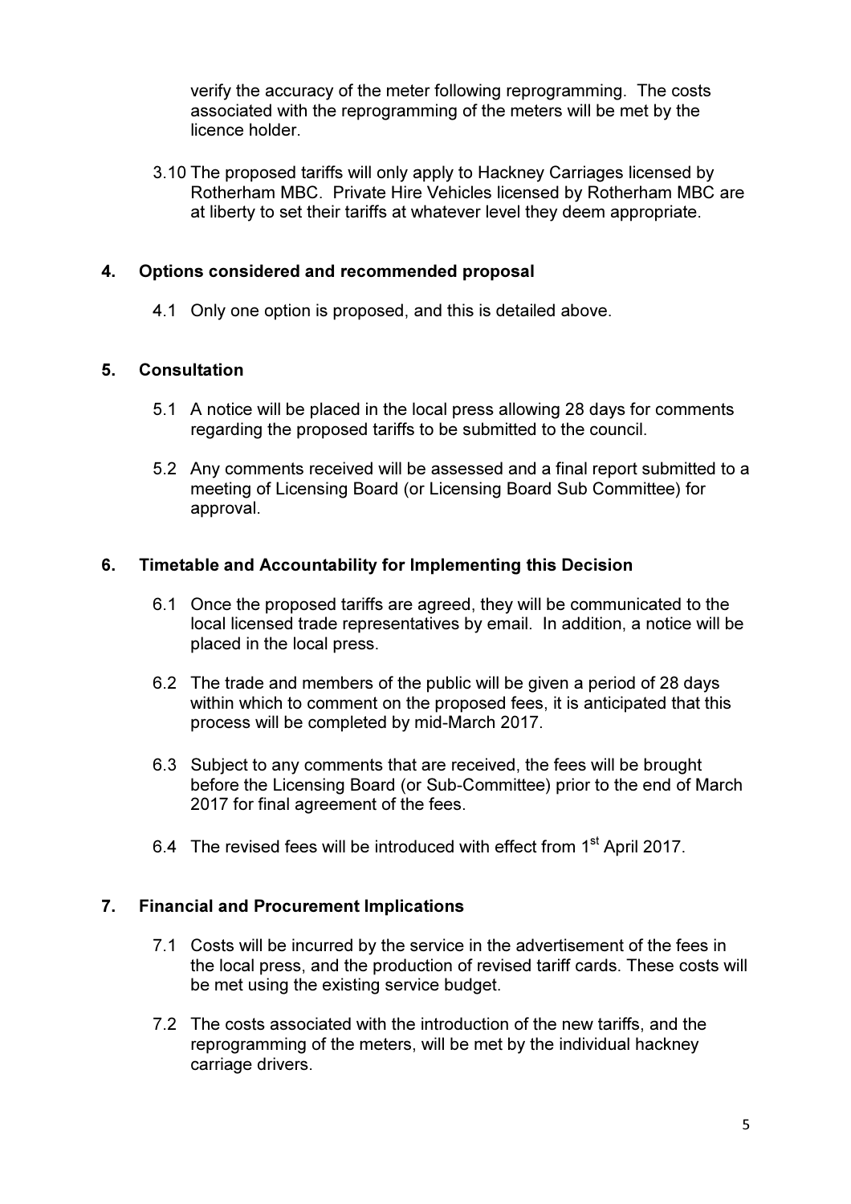verify the accuracy of the meter following reprogramming. The costs associated with the reprogramming of the meters will be met by the licence holder.

3.10 The proposed tariffs will only apply to Hackney Carriages licensed by Rotherham MBC. Private Hire Vehicles licensed by Rotherham MBC are at liberty to set their tariffs at whatever level they deem appropriate.

## 4. Options considered and recommended proposal

4.1 Only one option is proposed, and this is detailed above.

## 5. Consultation

5.1 A notice will be placed in the local press allowing 28 days for comments regarding the proposed tariffs to be submitted to the council.

5.2 Any comments received will be assessed and a final report submitted to a meeting of Licensing Board (or Licensing Board Sub Committee) for approval.

## 6. Timetable and Accountability for Implementing this Decision

6.1 Once the proposed tariffs are agreed, they will be communicated to the local licensed trade representatives by email. In addition, a notice will be placed in the local press.

6.2 The trade and members of the public will be given a period of 28 days within which to comment on the proposed fees, it is anticipated that this process will be completed by mid-March 2017.

6.3 Subject to any comments that are received, the fees will be brought before the Licensing Board (or Sub-Committee) prior to the end of March 2017 for final agreement of the fees.

6.4 The revised fees will be introduced with effect from 1st April 2017.

## 7. Financial and Procurement Implications

7.1 Costs will be incurred by the service in the advertisement of the fees in the local press, and the production of revised tariff cards. These costs will be met using the existing service budget.

7.2 The costs associated with the introduction of the new tariffs, and the reprogramming of the meters, will be met by the individual hackney carriage drivers.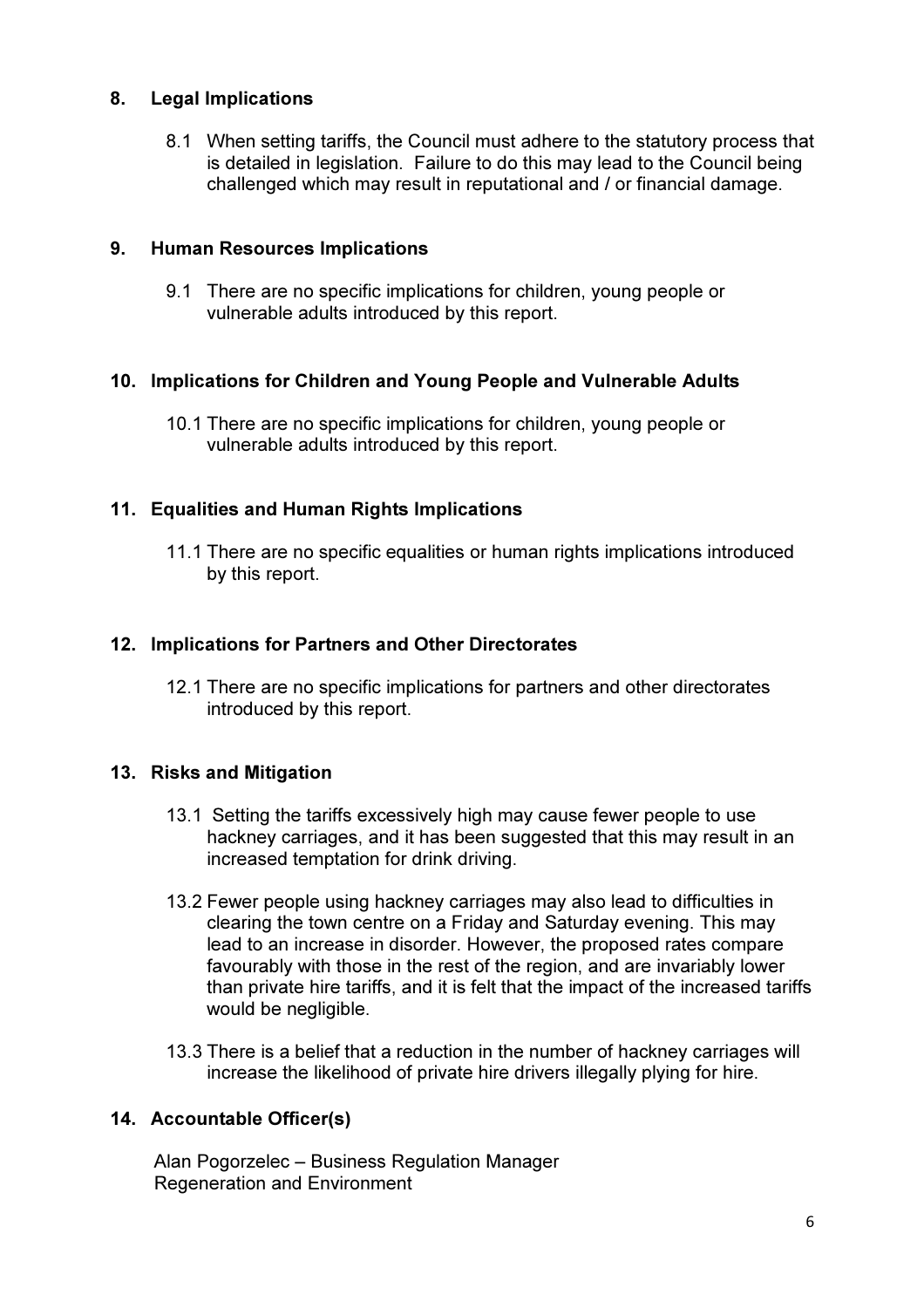## 8. Legal Implications

8.1 When setting tariffs, the Council must adhere to the statutory process that is detailed in legislation. Failure to do this may lead to the Council being challenged which may result in reputational and / or financial damage.

## 9. Human Resources Implications

9.1 There are no specific implications for children, young people or vulnerable adults introduced by this report.

## 10. Implications for Children and Young People and Vulnerable Adults

10.1 There are no specific implications for children, young people or vulnerable adults introduced by this report.

## 11. Equalities and Human Rights Implications

11.1 There are no specific equalities or human rights implications introduced by this report.

## 12. Implications for Partners and Other Directorates

12.1 There are no specific implications for partners and other directorates introduced by this report.

## 13. Risks and Mitigation

13.1 Setting the tariffs excessively high may cause fewer people to use hackney carriages, and it has been suggested that this may result in an increased temptation for drink driving.

13.2 Fewer people using hackney carriages may also lead to difficulties in clearing the town centre on a Friday and Saturday evening. This may lead to an increase in disorder. However, the proposed rates compare favourably with those in the rest of the region, and are invariably lower than private hire tariffs, and it is felt that the impact of the increased tariffs would be negligible.

13.3 There is a belief that a reduction in the number of hackney carriages will increase the likelihood of private hire drivers illegally plying for hire.

## 14. Accountable Officer(s)

Alan Pogorzelec – Business Regulation Manager
Regeneration and Environment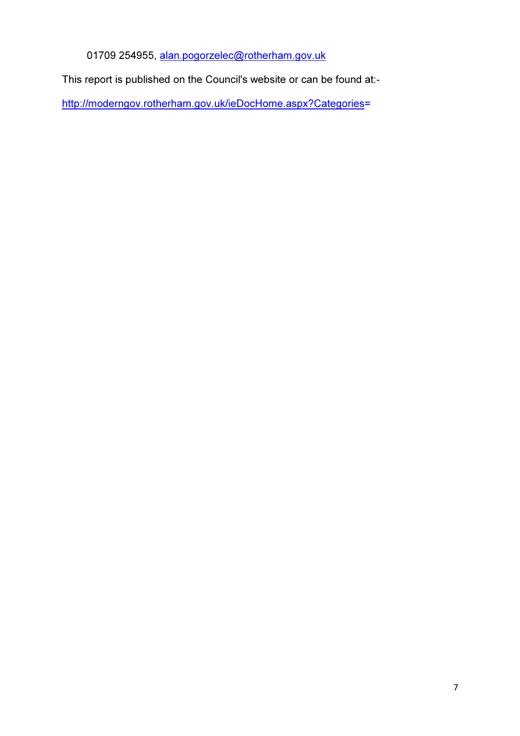01709 254955, alan.pogorzelec@rotherham.gov.uk

This report is published on the Council's website or can be found at:-

http://moderngov.rotherham.gov.uk/ieDocHome.aspx?Categories=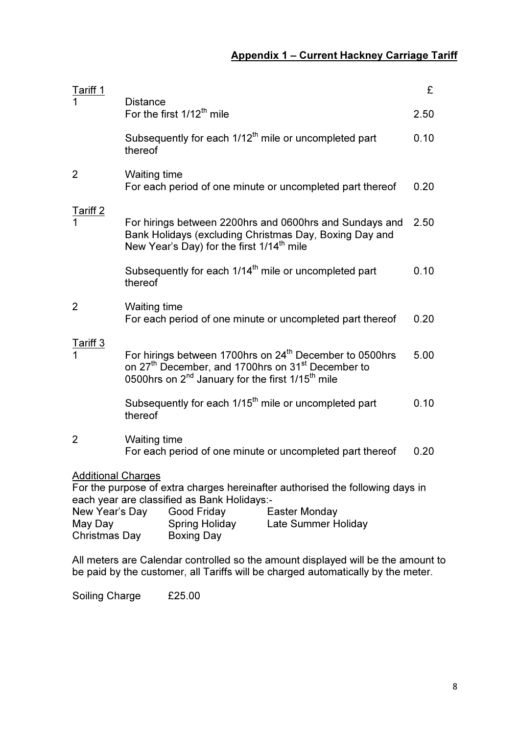## **Appendix 1 – Current Hackney Carriage Tariff**

| Tariff 1 | | £ |
|---|---|---|
| 1 | Distance<br>For the first 1/12th mile | 2.50 |
| | Subsequently for each 1/12th mile or uncompleted part thereof | 0.10 |
| 2 | Waiting time<br>For each period of one minute or uncompleted part thereof | 0.20 |
| **Tariff 2** | | |
| 1 | For hirings between 2200hrs and 0600hrs and Sundays and Bank Holidays (excluding Christmas Day, Boxing Day and New Year's Day) for the first 1/14th mile | 2.50 |
| | Subsequently for each 1/14th mile or uncompleted part thereof | 0.10 |
| 2 | Waiting time<br>For each period of one minute or uncompleted part thereof | 0.20 |
| **Tariff 3** | | |
| 1 | For hirings between 1700hrs on 24th December to 0500hrs on 27th December, and 1700hrs on 31st December to 0500hrs on 2nd January for the first 1/15th mile | 5.00 |
| | Subsequently for each 1/15th mile or uncompleted part thereof | 0.10 |
| 2 | Waiting time<br>For each period of one minute or uncompleted part thereof | 0.20 |

**Additional Charges**

For the purpose of extra charges hereinafter authorised the following days in each year are classified as Bank Holidays:-

| | | |
|---|---|---|
| New Year's Day | Good Friday | Easter Monday |
| May Day | Spring Holiday | Late Summer Holiday |
| Christmas Day | Boxing Day | |

All meters are Calendar controlled so the amount displayed will be the amount to be paid by the customer, all Tariffs will be charged automatically by the meter.

Soiling Charge £25.00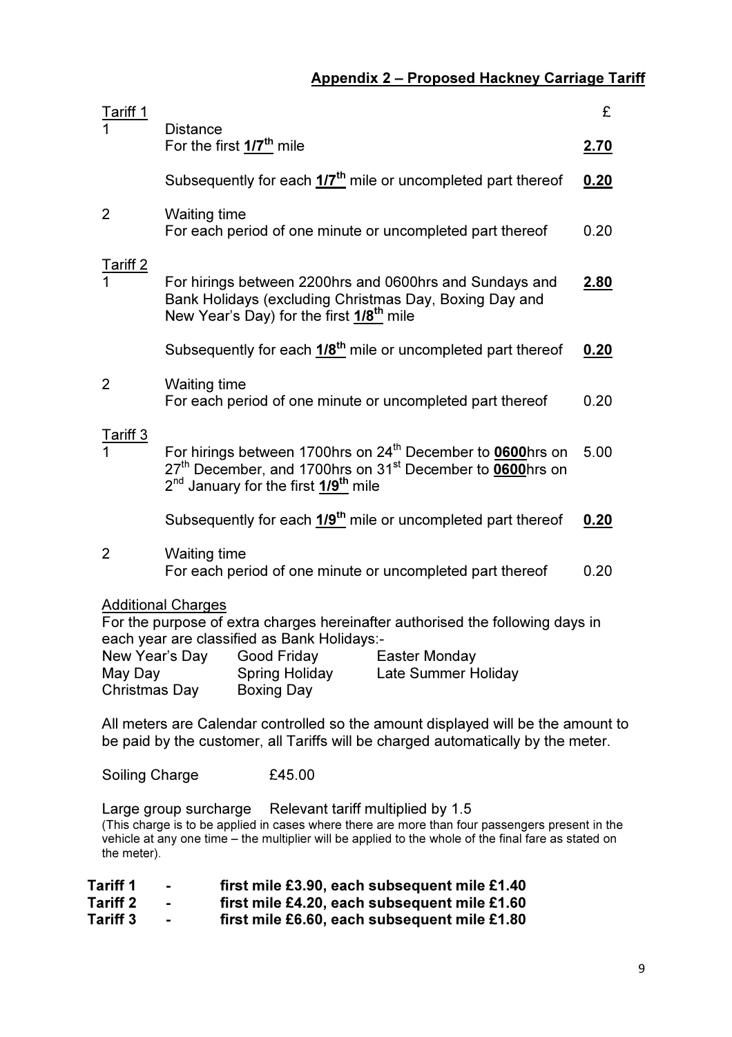## Appendix 2 – Proposed Hackney Carriage Tariff

| | | £ |
|---|---|---|
| Tariff 1 | | |
| 1 | Distance<br>For the first **1/7th** mile | **2.70** |
| | Subsequently for each **1/7th** mile or uncompleted part thereof | **0.20** |
| 2 | Waiting time<br>For each period of one minute or uncompleted part thereof | 0.20 |
| Tariff 2 | | |
| 1 | For hirings between 2200hrs and 0600hrs and Sundays and Bank Holidays (excluding Christmas Day, Boxing Day and New Year's Day) for the first **1/8th** mile | **2.80** |
| | Subsequently for each **1/8th** mile or uncompleted part thereof | **0.20** |
| 2 | Waiting time<br>For each period of one minute or uncompleted part thereof | 0.20 |
| Tariff 3 | | |
| 1 | For hirings between 1700hrs on 24th December to **0600**hrs on 27th December, and 1700hrs on 31st December to **0600**hrs on 2nd January for the first **1/9th** mile | 5.00 |
| | Subsequently for each **1/9th** mile or uncompleted part thereof | **0.20** |
| 2 | Waiting time<br>For each period of one minute or uncompleted part thereof | 0.20 |

Additional Charges

For the purpose of extra charges hereinafter authorised the following days in each year are classified as Bank Holidays:-

| | | |
|---|---|---|
| New Year's Day | Good Friday | Easter Monday |
| May Day | Spring Holiday | Late Summer Holiday |
| Christmas Day | Boxing Day | |

All meters are Calendar controlled so the amount displayed will be the amount to be paid by the customer, all Tariffs will be charged automatically by the meter.

Soiling Charge £45.00

Large group surcharge Relevant tariff multiplied by 1.5

(This charge is to be applied in cases where there are more than four passengers present in the vehicle at any one time – the multiplier will be applied to the whole of the final fare as stated on the meter).

**Tariff 1 - first mile £3.90, each subsequent mile £1.40**
**Tariff 2 - first mile £4.20, each subsequent mile £1.60**
**Tariff 3 - first mile £6.60, each subsequent mile £1.80**